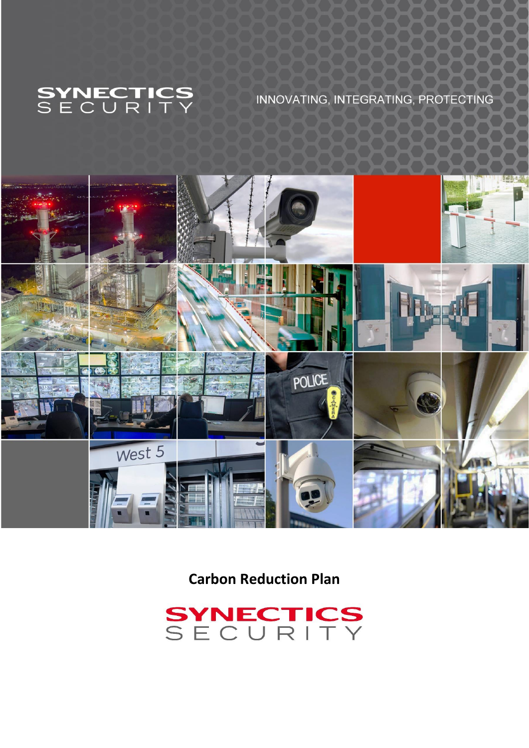SYNECTICS SECURITY

INNOVATING, INTEGRATING, PROTECTING

# Carbon Reduction Plan

SYNECTICS SECURITY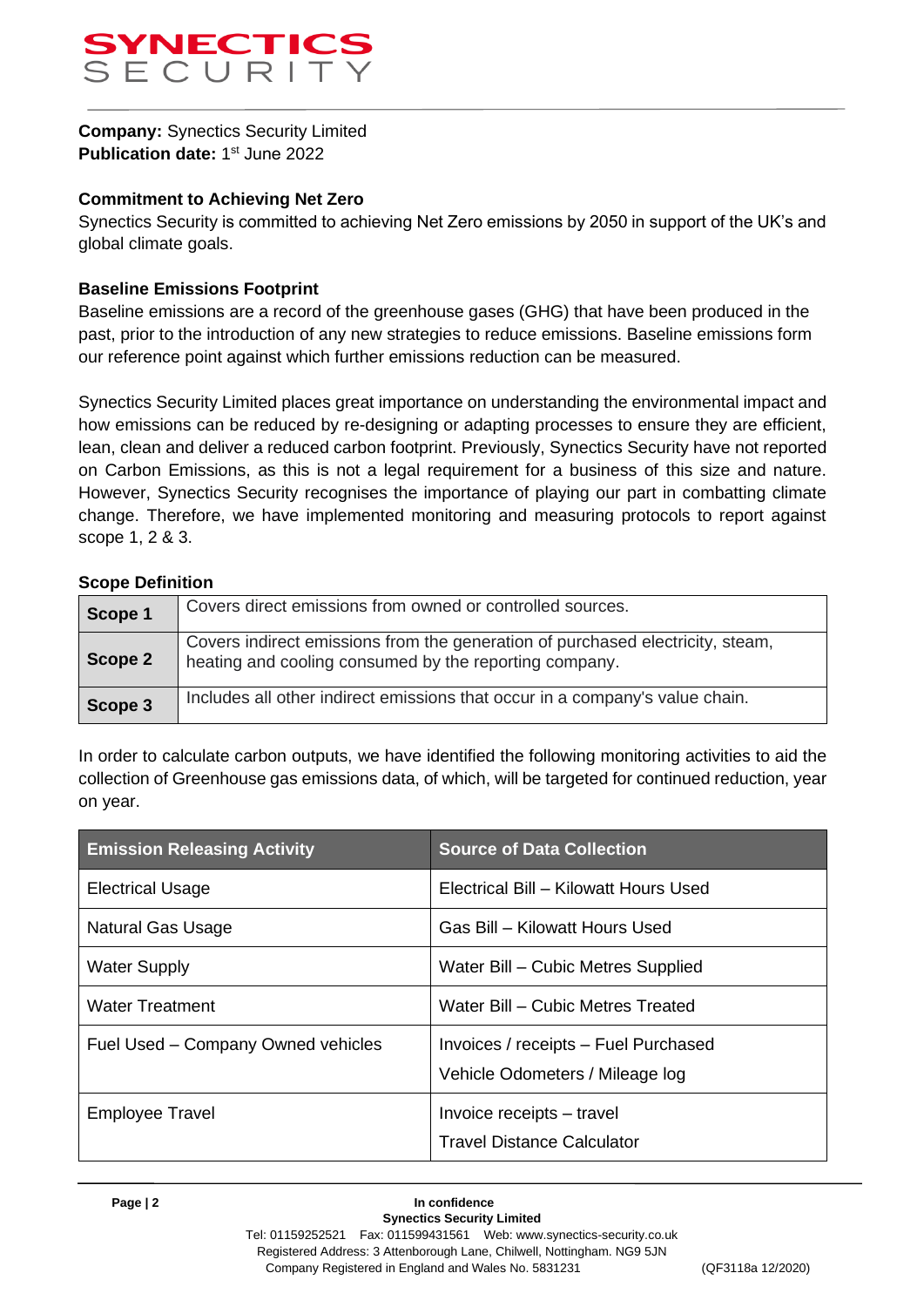**Company:** Synectics Security Limited
**Publication date:** 1st June 2022

**Commitment to Achieving Net Zero**

Synectics Security is committed to achieving Net Zero emissions by 2050 in support of the UK's and global climate goals.

**Baseline Emissions Footprint**

Baseline emissions are a record of the greenhouse gases (GHG) that have been produced in the past, prior to the introduction of any new strategies to reduce emissions. Baseline emissions form our reference point against which further emissions reduction can be measured.

Synectics Security Limited places great importance on understanding the environmental impact and how emissions can be reduced by re-designing or adapting processes to ensure they are efficient, lean, clean and deliver a reduced carbon footprint. Previously, Synectics Security have not reported on Carbon Emissions, as this is not a legal requirement for a business of this size and nature. However, Synectics Security recognises the importance of playing our part in combatting climate change. Therefore, we have implemented monitoring and measuring protocols to report against scope 1, 2 & 3.

**Scope Definition**

| | |
|---|---|
| **Scope 1** | Covers direct emissions from owned or controlled sources. |
| **Scope 2** | Covers indirect emissions from the generation of purchased electricity, steam, heating and cooling consumed by the reporting company. |
| **Scope 3** | Includes all other indirect emissions that occur in a company's value chain. |

In order to calculate carbon outputs, we have identified the following monitoring activities to aid the collection of Greenhouse gas emissions data, of which, will be targeted for continued reduction, year on year.

| Emission Releasing Activity | Source of Data Collection |
|---|---|
| Electrical Usage | Electrical Bill – Kilowatt Hours Used |
| Natural Gas Usage | Gas Bill – Kilowatt Hours Used |
| Water Supply | Water Bill – Cubic Metres Supplied |
| Water Treatment | Water Bill – Cubic Metres Treated |
| Fuel Used – Company Owned vehicles | Invoices / receipts – Fuel Purchased<br>Vehicle Odometers / Mileage log |
| Employee Travel | Invoice receipts – travel<br>Travel Distance Calculator |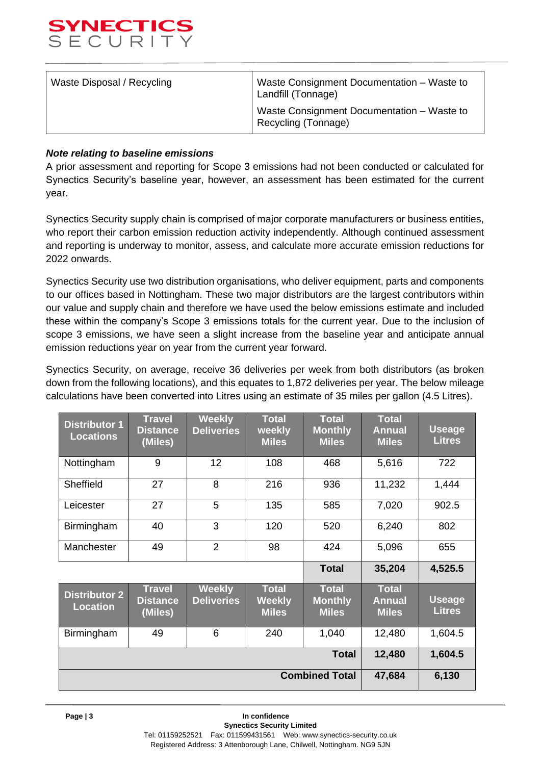| Waste Disposal / Recycling | Waste Consignment Documentation – Waste to Landfill (Tonnage)<br>Waste Consignment Documentation – Waste to Recycling (Tonnage) |
|---|---|

***Note relating to baseline emissions***

A prior assessment and reporting for Scope 3 emissions had not been conducted or calculated for Synectics Security's baseline year, however, an assessment has been estimated for the current year.

Synectics Security supply chain is comprised of major corporate manufacturers or business entities, who report their carbon emission reduction activity independently. Although continued assessment and reporting is underway to monitor, assess, and calculate more accurate emission reductions for 2022 onwards.

Synectics Security use two distribution organisations, who deliver equipment, parts and components to our offices based in Nottingham. These two major distributors are the largest contributors within our value and supply chain and therefore we have used the below emissions estimate and included these within the company's Scope 3 emissions totals for the current year. Due to the inclusion of scope 3 emissions, we have seen a slight increase from the baseline year and anticipate annual emission reductions year on year from the current year forward.

Synectics Security, on average, receive 36 deliveries per week from both distributors (as broken down from the following locations), and this equates to 1,872 deliveries per year. The below mileage calculations have been converted into Litres using an estimate of 35 miles per gallon (4.5 Litres).

| Distributor 1 Locations | Travel Distance (Miles) | Weekly Deliveries | Total weekly Miles | Total Monthly Miles | Total Annual Miles | Useage Litres |
|---|---|---|---|---|---|---|
| Nottingham | 9 | 12 | 108 | 468 | 5,616 | 722 |
| Sheffield | 27 | 8 | 216 | 936 | 11,232 | 1,444 |
| Leicester | 27 | 5 | 135 | 585 | 7,020 | 902.5 |
| Birmingham | 40 | 3 | 120 | 520 | 6,240 | 802 |
| Manchester | 49 | 2 | 98 | 424 | 5,096 | 655 |
| | | | | **Total** | **35,204** | **4,525.5** |
| **Distributor 2 Location** | **Travel Distance (Miles)** | **Weekly Deliveries** | **Total Weekly Miles** | **Total Monthly Miles** | **Total Annual Miles** | **Useage Litres** |
| Birmingham | 49 | 6 | 240 | 1,040 | 12,480 | 1,604.5 |
| | | | | **Total** | **12,480** | **1,604.5** |
| | | | | **Combined Total** | **47,684** | **6,130** |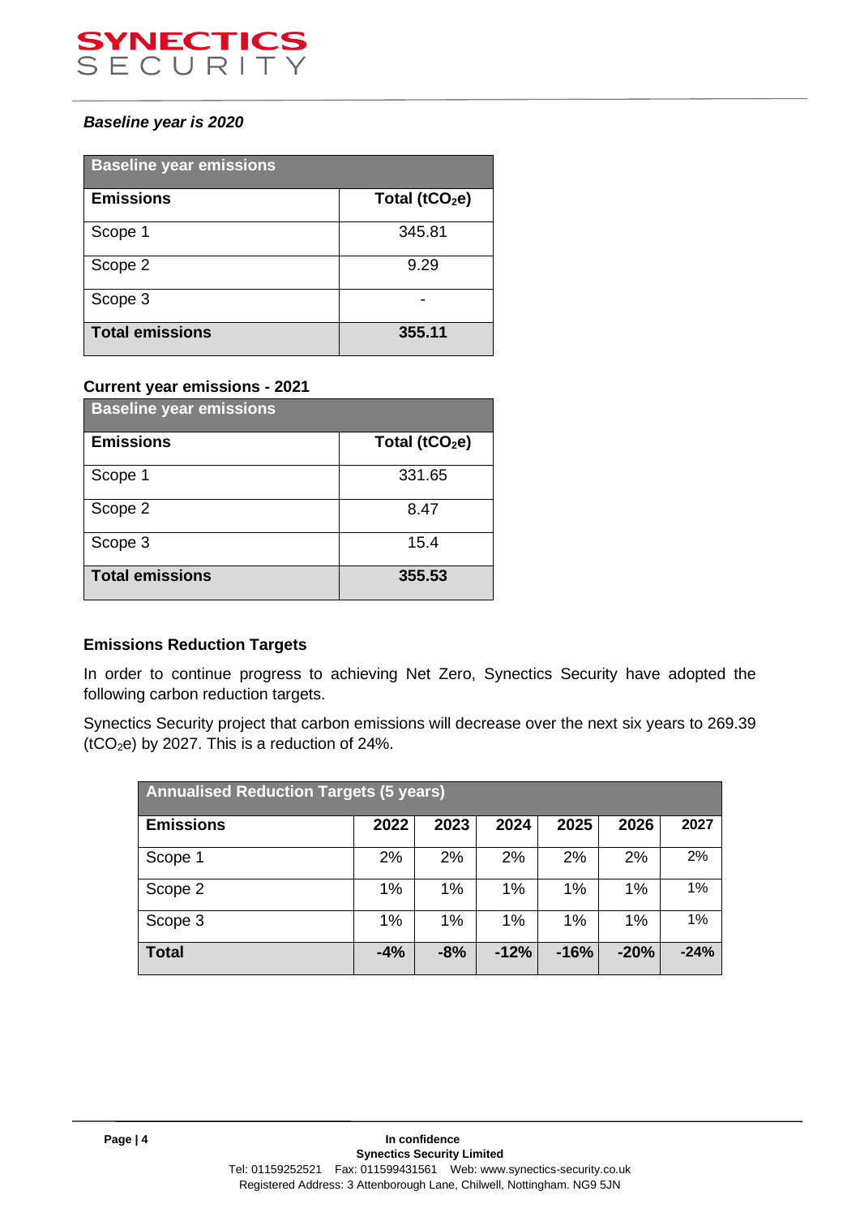***Baseline year is 2020***

| Baseline year emissions | |
|---|---|
| **Emissions** | **Total ($tCO_2e$)** |
| Scope 1 | 345.81 |
| Scope 2 | 9.29 |
| Scope 3 | - |
| **Total emissions** | **355.11** |

**Current year emissions - 2021**

| Baseline year emissions | |
|---|---|
| **Emissions** | **Total ($tCO_2e$)** |
| Scope 1 | 331.65 |
| Scope 2 | 8.47 |
| Scope 3 | 15.4 |
| **Total emissions** | **355.53** |

**Emissions Reduction Targets**

In order to continue progress to achieving Net Zero, Synectics Security have adopted the following carbon reduction targets.

Synectics Security project that carbon emissions will decrease over the next six years to 269.39 ($tCO_2e$) by 2027. This is a reduction of 24%.

| Annualised Reduction Targets (5 years) | | | | | | |
|---|---|---|---|---|---|---|
| **Emissions** | **2022** | **2023** | **2024** | **2025** | **2026** | **2027** |
| Scope 1 | 2% | 2% | 2% | 2% | 2% | 2% |
| Scope 2 | 1% | 1% | 1% | 1% | 1% | 1% |
| Scope 3 | 1% | 1% | 1% | 1% | 1% | 1% |
| **Total** | **-4%** | **-8%** | **-12%** | **-16%** | **-20%** | **-24%** |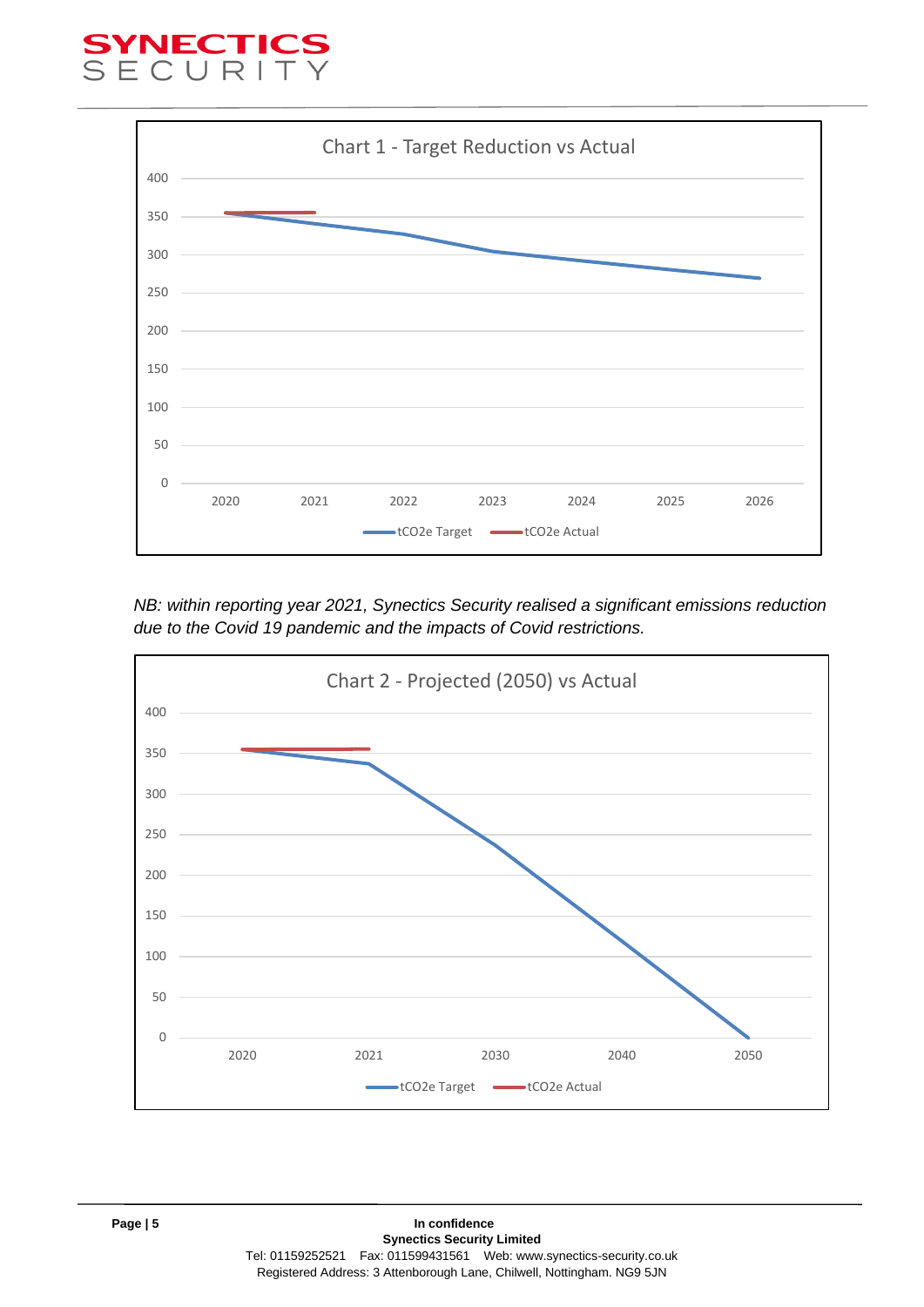**Chart 1 - Target Reduction vs Actual**

| Year | tCO2e Target | tCO2e Actual |
|---|---|---|
| 2020 | 355 | 355 |
| 2021 | 341 | 355 |
| 2022 | 328 | |
| 2023 | 304 | |
| 2024 | 292 | |
| 2025 | 281 | |
| 2026 | 270 | |

*NB: within reporting year 2021, Synectics Security realised a significant emissions reduction due to the Covid 19 pandemic and the impacts of Covid restrictions.*

**Chart 2 - Projected (2050) vs Actual**

| Year | tCO2e Target | tCO2e Actual |
|---|---|---|
| 2020 | 355 | 355 |
| 2021 | 338 | 355 |
| 2030 | 237 | |
| 2040 | 120 | |
| 2050 | 0 | |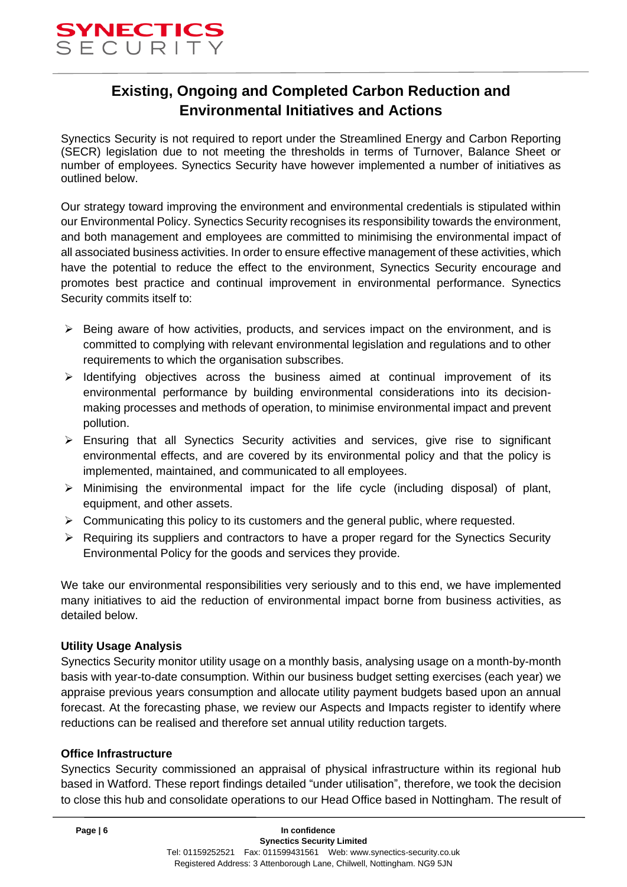## Existing, Ongoing and Completed Carbon Reduction and Environmental Initiatives and Actions

Synectics Security is not required to report under the Streamlined Energy and Carbon Reporting (SECR) legislation due to not meeting the thresholds in terms of Turnover, Balance Sheet or number of employees. Synectics Security have however implemented a number of initiatives as outlined below.

Our strategy toward improving the environment and environmental credentials is stipulated within our Environmental Policy. Synectics Security recognises its responsibility towards the environment, and both management and employees are committed to minimising the environmental impact of all associated business activities. In order to ensure effective management of these activities, which have the potential to reduce the effect to the environment, Synectics Security encourage and promotes best practice and continual improvement in environmental performance. Synectics Security commits itself to:

- Being aware of how activities, products, and services impact on the environment, and is committed to complying with relevant environmental legislation and regulations and to other requirements to which the organisation subscribes.
- Identifying objectives across the business aimed at continual improvement of its environmental performance by building environmental considerations into its decision-making processes and methods of operation, to minimise environmental impact and prevent pollution.
- Ensuring that all Synectics Security activities and services, give rise to significant environmental effects, and are covered by its environmental policy and that the policy is implemented, maintained, and communicated to all employees.
- Minimising the environmental impact for the life cycle (including disposal) of plant, equipment, and other assets.
- Communicating this policy to its customers and the general public, where requested.
- Requiring its suppliers and contractors to have a proper regard for the Synectics Security Environmental Policy for the goods and services they provide.

We take our environmental responsibilities very seriously and to this end, we have implemented many initiatives to aid the reduction of environmental impact borne from business activities, as detailed below.

**Utility Usage Analysis**

Synectics Security monitor utility usage on a monthly basis, analysing usage on a month-by-month basis with year-to-date consumption. Within our business budget setting exercises (each year) we appraise previous years consumption and allocate utility payment budgets based upon an annual forecast. At the forecasting phase, we review our Aspects and Impacts register to identify where reductions can be realised and therefore set annual utility reduction targets.

**Office Infrastructure**

Synectics Security commissioned an appraisal of physical infrastructure within its regional hub based in Watford. These report findings detailed "under utilisation", therefore, we took the decision to close this hub and consolidate operations to our Head Office based in Nottingham. The result of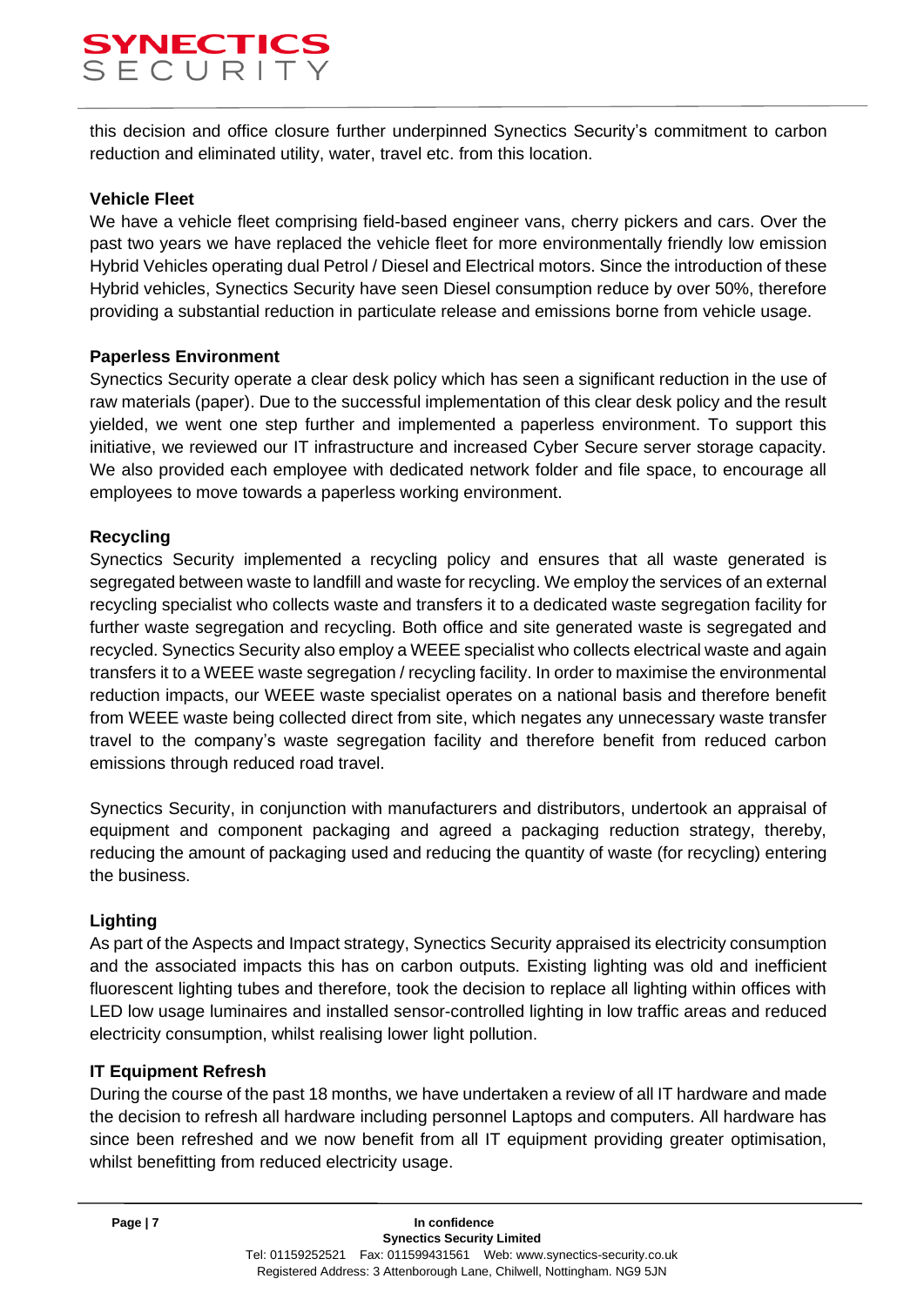this decision and office closure further underpinned Synectics Security's commitment to carbon reduction and eliminated utility, water, travel etc. from this location.

**Vehicle Fleet**

We have a vehicle fleet comprising field-based engineer vans, cherry pickers and cars. Over the past two years we have replaced the vehicle fleet for more environmentally friendly low emission Hybrid Vehicles operating dual Petrol / Diesel and Electrical motors. Since the introduction of these Hybrid vehicles, Synectics Security have seen Diesel consumption reduce by over 50%, therefore providing a substantial reduction in particulate release and emissions borne from vehicle usage.

**Paperless Environment**

Synectics Security operate a clear desk policy which has seen a significant reduction in the use of raw materials (paper). Due to the successful implementation of this clear desk policy and the result yielded, we went one step further and implemented a paperless environment. To support this initiative, we reviewed our IT infrastructure and increased Cyber Secure server storage capacity. We also provided each employee with dedicated network folder and file space, to encourage all employees to move towards a paperless working environment.

**Recycling**

Synectics Security implemented a recycling policy and ensures that all waste generated is segregated between waste to landfill and waste for recycling. We employ the services of an external recycling specialist who collects waste and transfers it to a dedicated waste segregation facility for further waste segregation and recycling. Both office and site generated waste is segregated and recycled. Synectics Security also employ a WEEE specialist who collects electrical waste and again transfers it to a WEEE waste segregation / recycling facility. In order to maximise the environmental reduction impacts, our WEEE waste specialist operates on a national basis and therefore benefit from WEEE waste being collected direct from site, which negates any unnecessary waste transfer travel to the company's waste segregation facility and therefore benefit from reduced carbon emissions through reduced road travel.

Synectics Security, in conjunction with manufacturers and distributors, undertook an appraisal of equipment and component packaging and agreed a packaging reduction strategy, thereby, reducing the amount of packaging used and reducing the quantity of waste (for recycling) entering the business.

**Lighting**

As part of the Aspects and Impact strategy, Synectics Security appraised its electricity consumption and the associated impacts this has on carbon outputs. Existing lighting was old and inefficient fluorescent lighting tubes and therefore, took the decision to replace all lighting within offices with LED low usage luminaires and installed sensor-controlled lighting in low traffic areas and reduced electricity consumption, whilst realising lower light pollution.

**IT Equipment Refresh**

During the course of the past 18 months, we have undertaken a review of all IT hardware and made the decision to refresh all hardware including personnel Laptops and computers. All hardware has since been refreshed and we now benefit from all IT equipment providing greater optimisation, whilst benefitting from reduced electricity usage.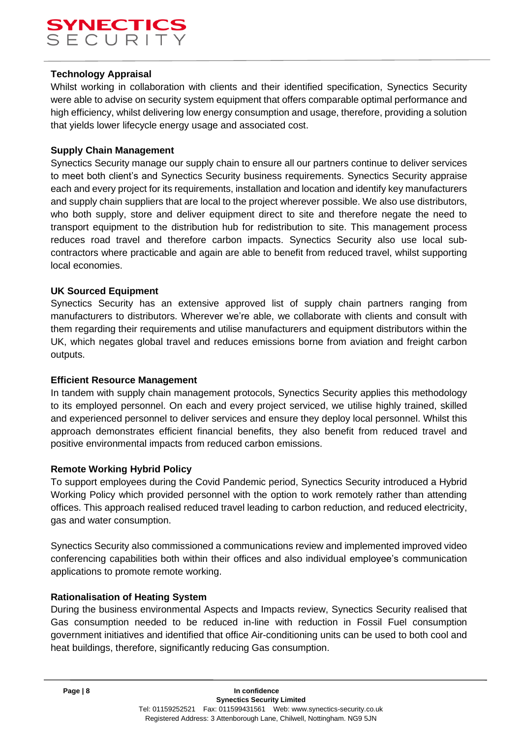**Technology Appraisal**

Whilst working in collaboration with clients and their identified specification, Synectics Security were able to advise on security system equipment that offers comparable optimal performance and high efficiency, whilst delivering low energy consumption and usage, therefore, providing a solution that yields lower lifecycle energy usage and associated cost.

**Supply Chain Management**

Synectics Security manage our supply chain to ensure all our partners continue to deliver services to meet both client's and Synectics Security business requirements. Synectics Security appraise each and every project for its requirements, installation and location and identify key manufacturers and supply chain suppliers that are local to the project wherever possible. We also use distributors, who both supply, store and deliver equipment direct to site and therefore negate the need to transport equipment to the distribution hub for redistribution to site. This management process reduces road travel and therefore carbon impacts. Synectics Security also use local sub-contractors where practicable and again are able to benefit from reduced travel, whilst supporting local economies.

**UK Sourced Equipment**

Synectics Security has an extensive approved list of supply chain partners ranging from manufacturers to distributors. Wherever we're able, we collaborate with clients and consult with them regarding their requirements and utilise manufacturers and equipment distributors within the UK, which negates global travel and reduces emissions borne from aviation and freight carbon outputs.

**Efficient Resource Management**

In tandem with supply chain management protocols, Synectics Security applies this methodology to its employed personnel. On each and every project serviced, we utilise highly trained, skilled and experienced personnel to deliver services and ensure they deploy local personnel. Whilst this approach demonstrates efficient financial benefits, they also benefit from reduced travel and positive environmental impacts from reduced carbon emissions.

**Remote Working Hybrid Policy**

To support employees during the Covid Pandemic period, Synectics Security introduced a Hybrid Working Policy which provided personnel with the option to work remotely rather than attending offices. This approach realised reduced travel leading to carbon reduction, and reduced electricity, gas and water consumption.

Synectics Security also commissioned a communications review and implemented improved video conferencing capabilities both within their offices and also individual employee's communication applications to promote remote working.

**Rationalisation of Heating System**

During the business environmental Aspects and Impacts review, Synectics Security realised that Gas consumption needed to be reduced in-line with reduction in Fossil Fuel consumption government initiatives and identified that office Air-conditioning units can be used to both cool and heat buildings, therefore, significantly reducing Gas consumption.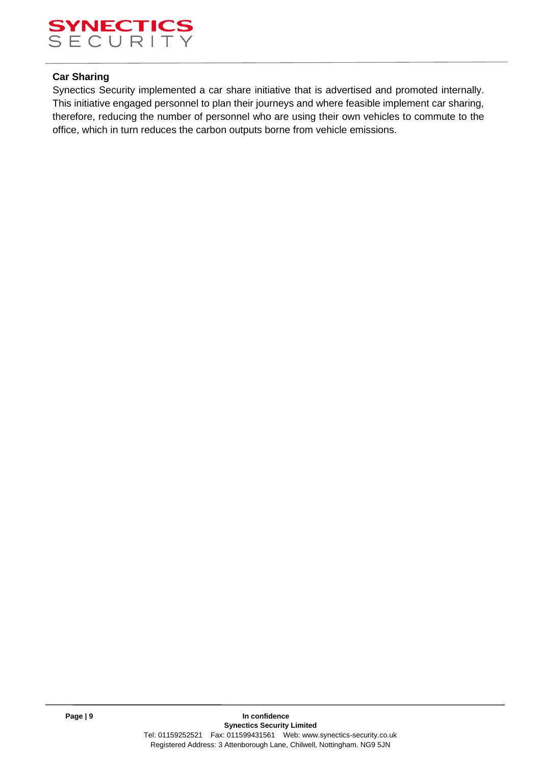**Car Sharing**

Synectics Security implemented a car share initiative that is advertised and promoted internally. This initiative engaged personnel to plan their journeys and where feasible implement car sharing, therefore, reducing the number of personnel who are using their own vehicles to commute to the office, which in turn reduces the carbon outputs borne from vehicle emissions.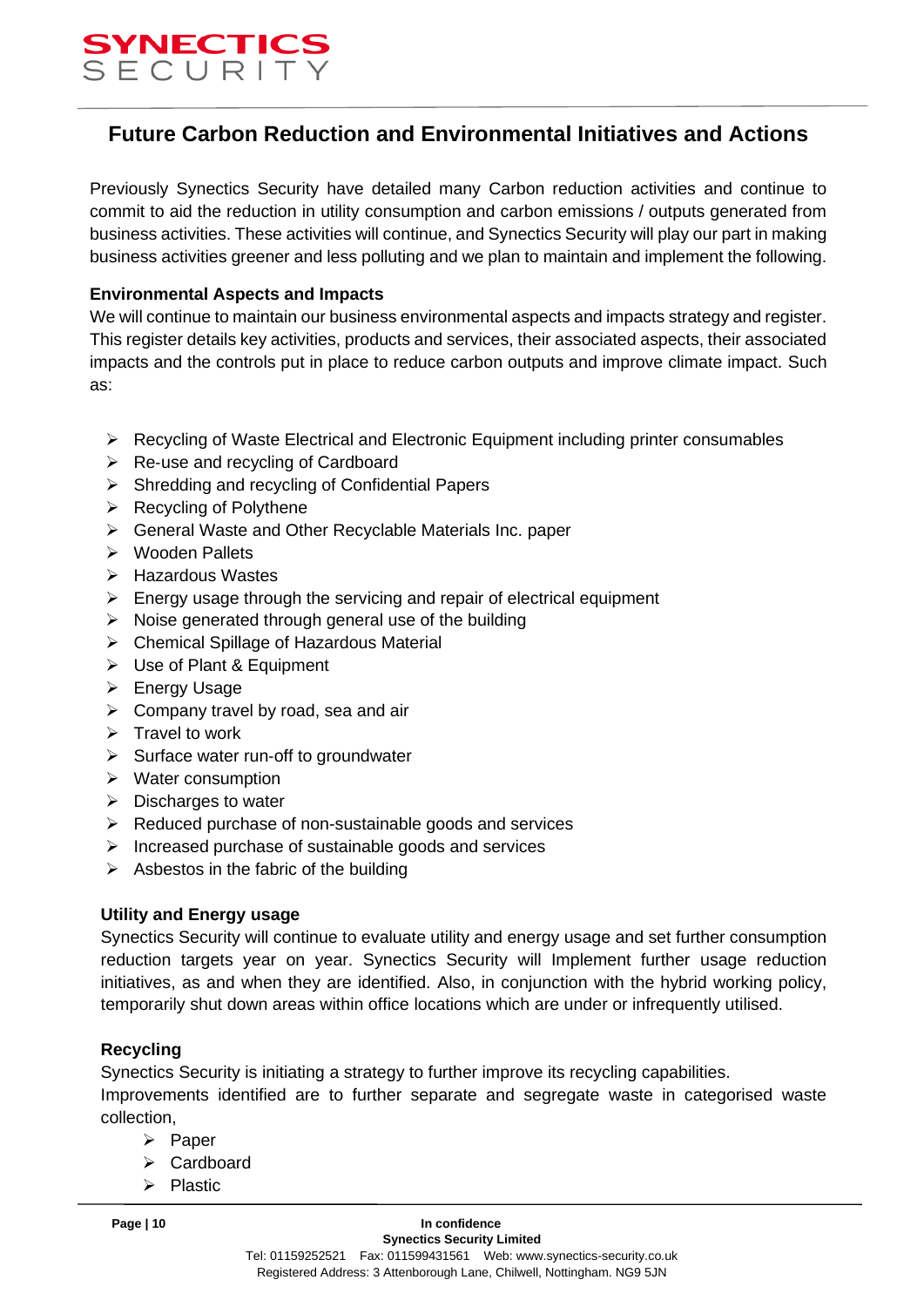## Future Carbon Reduction and Environmental Initiatives and Actions

Previously Synectics Security have detailed many Carbon reduction activities and continue to commit to aid the reduction in utility consumption and carbon emissions / outputs generated from business activities. These activities will continue, and Synectics Security will play our part in making business activities greener and less polluting and we plan to maintain and implement the following.

**Environmental Aspects and Impacts**

We will continue to maintain our business environmental aspects and impacts strategy and register. This register details key activities, products and services, their associated aspects, their associated impacts and the controls put in place to reduce carbon outputs and improve climate impact. Such as:

- Recycling of Waste Electrical and Electronic Equipment including printer consumables
- Re-use and recycling of Cardboard
- Shredding and recycling of Confidential Papers
- Recycling of Polythene
- General Waste and Other Recyclable Materials Inc. paper
- Wooden Pallets
- Hazardous Wastes
- Energy usage through the servicing and repair of electrical equipment
- Noise generated through general use of the building
- Chemical Spillage of Hazardous Material
- Use of Plant & Equipment
- Energy Usage
- Company travel by road, sea and air
- Travel to work
- Surface water run-off to groundwater
- Water consumption
- Discharges to water
- Reduced purchase of non-sustainable goods and services
- Increased purchase of sustainable goods and services
- Asbestos in the fabric of the building

**Utility and Energy usage**

Synectics Security will continue to evaluate utility and energy usage and set further consumption reduction targets year on year. Synectics Security will Implement further usage reduction initiatives, as and when they are identified. Also, in conjunction with the hybrid working policy, temporarily shut down areas within office locations which are under or infrequently utilised.

**Recycling**

Synectics Security is initiating a strategy to further improve its recycling capabilities.
Improvements identified are to further separate and segregate waste in categorised waste collection,

- Paper
- Cardboard
- Plastic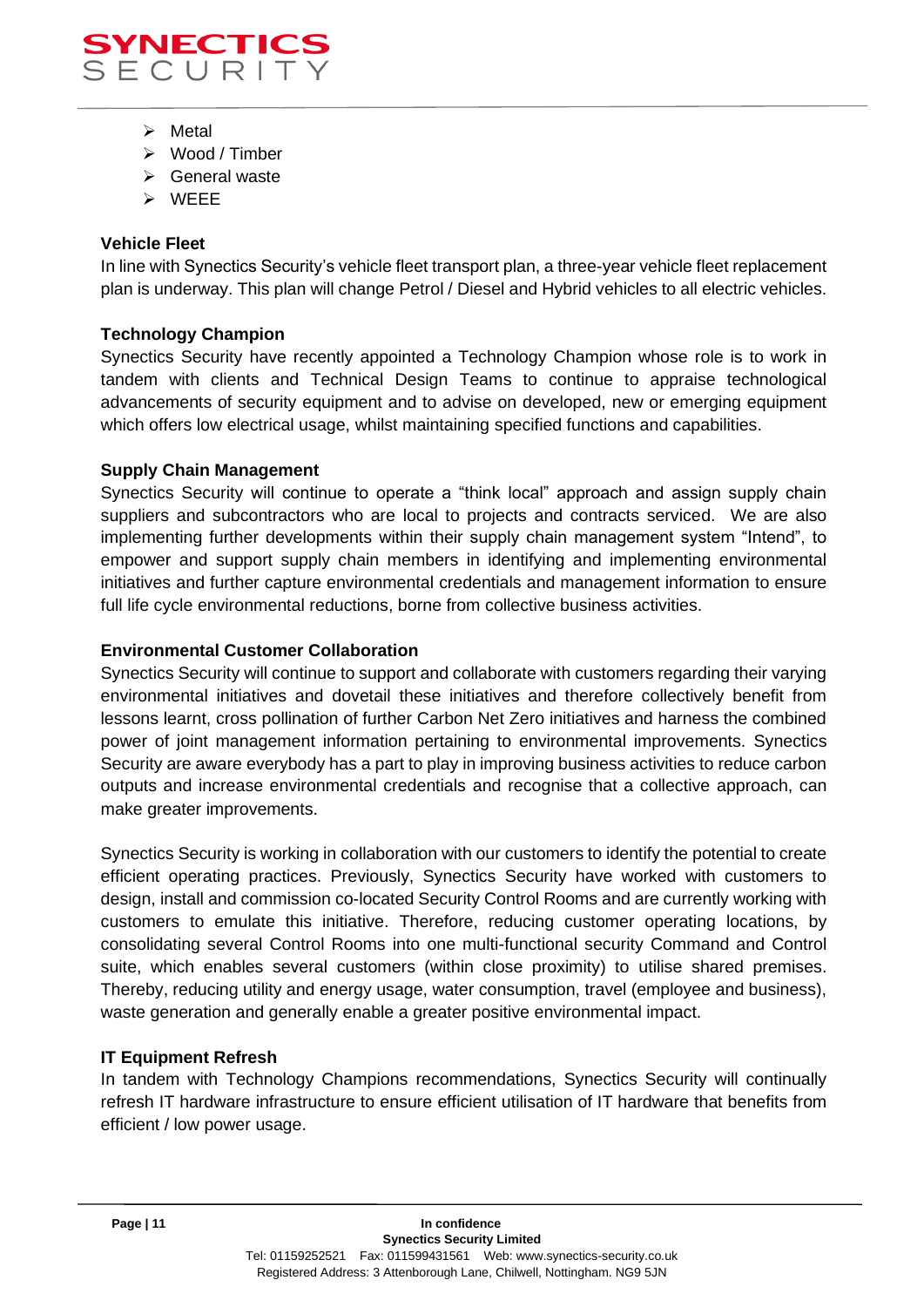- Metal
- Wood / Timber
- General waste
- WEEE

**Vehicle Fleet**

In line with Synectics Security's vehicle fleet transport plan, a three-year vehicle fleet replacement plan is underway. This plan will change Petrol / Diesel and Hybrid vehicles to all electric vehicles.

**Technology Champion**

Synectics Security have recently appointed a Technology Champion whose role is to work in tandem with clients and Technical Design Teams to continue to appraise technological advancements of security equipment and to advise on developed, new or emerging equipment which offers low electrical usage, whilst maintaining specified functions and capabilities.

**Supply Chain Management**

Synectics Security will continue to operate a "think local" approach and assign supply chain suppliers and subcontractors who are local to projects and contracts serviced. We are also implementing further developments within their supply chain management system "Intend", to empower and support supply chain members in identifying and implementing environmental initiatives and further capture environmental credentials and management information to ensure full life cycle environmental reductions, borne from collective business activities.

**Environmental Customer Collaboration**

Synectics Security will continue to support and collaborate with customers regarding their varying environmental initiatives and dovetail these initiatives and therefore collectively benefit from lessons learnt, cross pollination of further Carbon Net Zero initiatives and harness the combined power of joint management information pertaining to environmental improvements. Synectics Security are aware everybody has a part to play in improving business activities to reduce carbon outputs and increase environmental credentials and recognise that a collective approach, can make greater improvements.

Synectics Security is working in collaboration with our customers to identify the potential to create efficient operating practices. Previously, Synectics Security have worked with customers to design, install and commission co-located Security Control Rooms and are currently working with customers to emulate this initiative. Therefore, reducing customer operating locations, by consolidating several Control Rooms into one multi-functional security Command and Control suite, which enables several customers (within close proximity) to utilise shared premises. Thereby, reducing utility and energy usage, water consumption, travel (employee and business), waste generation and generally enable a greater positive environmental impact.

**IT Equipment Refresh**

In tandem with Technology Champions recommendations, Synectics Security will continually refresh IT hardware infrastructure to ensure efficient utilisation of IT hardware that benefits from efficient / low power usage.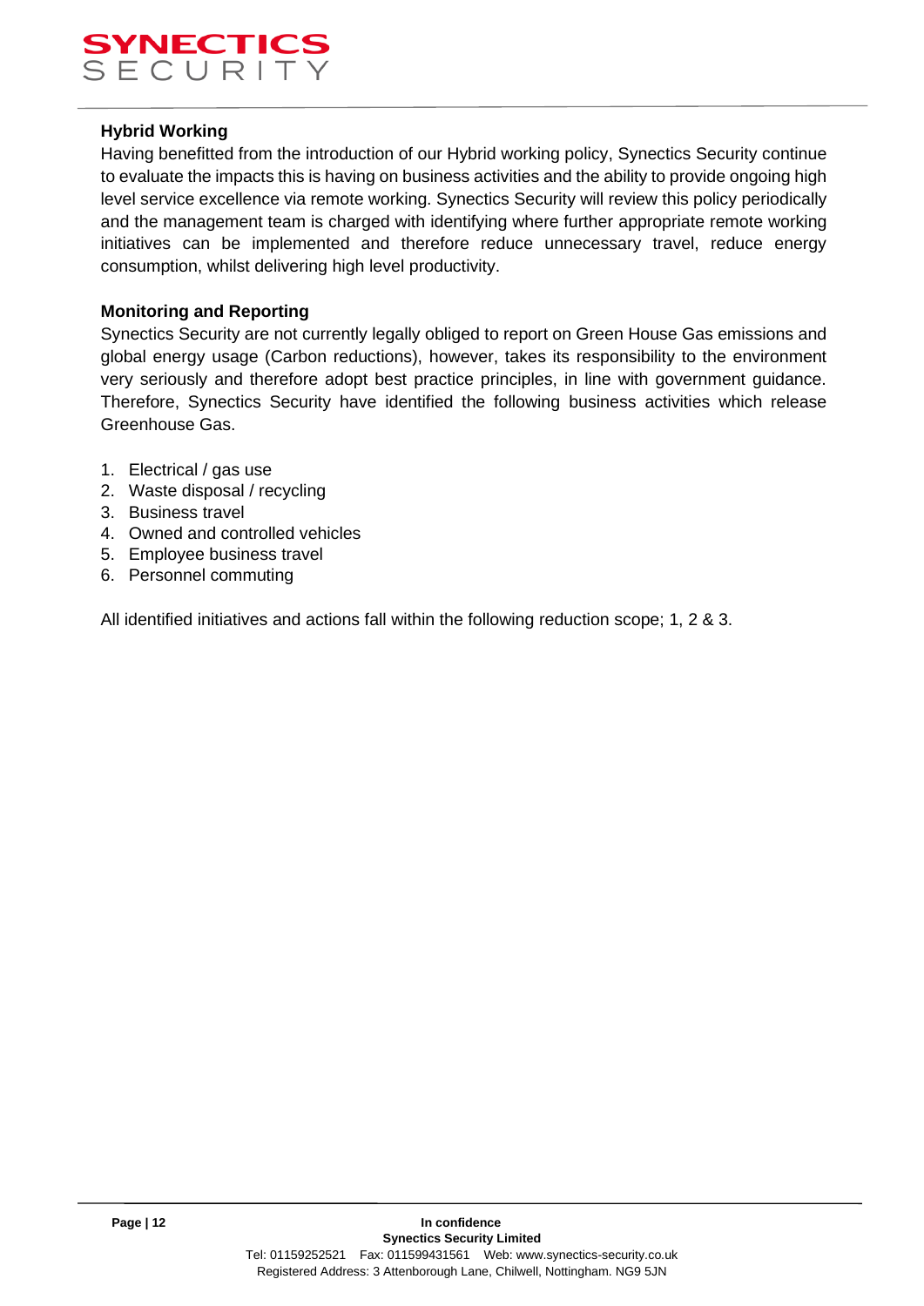### Hybrid Working

Having benefitted from the introduction of our Hybrid working policy, Synectics Security continue to evaluate the impacts this is having on business activities and the ability to provide ongoing high level service excellence via remote working. Synectics Security will review this policy periodically and the management team is charged with identifying where further appropriate remote working initiatives can be implemented and therefore reduce unnecessary travel, reduce energy consumption, whilst delivering high level productivity.

### Monitoring and Reporting

Synectics Security are not currently legally obliged to report on Green House Gas emissions and global energy usage (Carbon reductions), however, takes its responsibility to the environment very seriously and therefore adopt best practice principles, in line with government guidance. Therefore, Synectics Security have identified the following business activities which release Greenhouse Gas.

1. Electrical / gas use
2. Waste disposal / recycling
3. Business travel
4. Owned and controlled vehicles
5. Employee business travel
6. Personnel commuting

All identified initiatives and actions fall within the following reduction scope; 1, 2 & 3.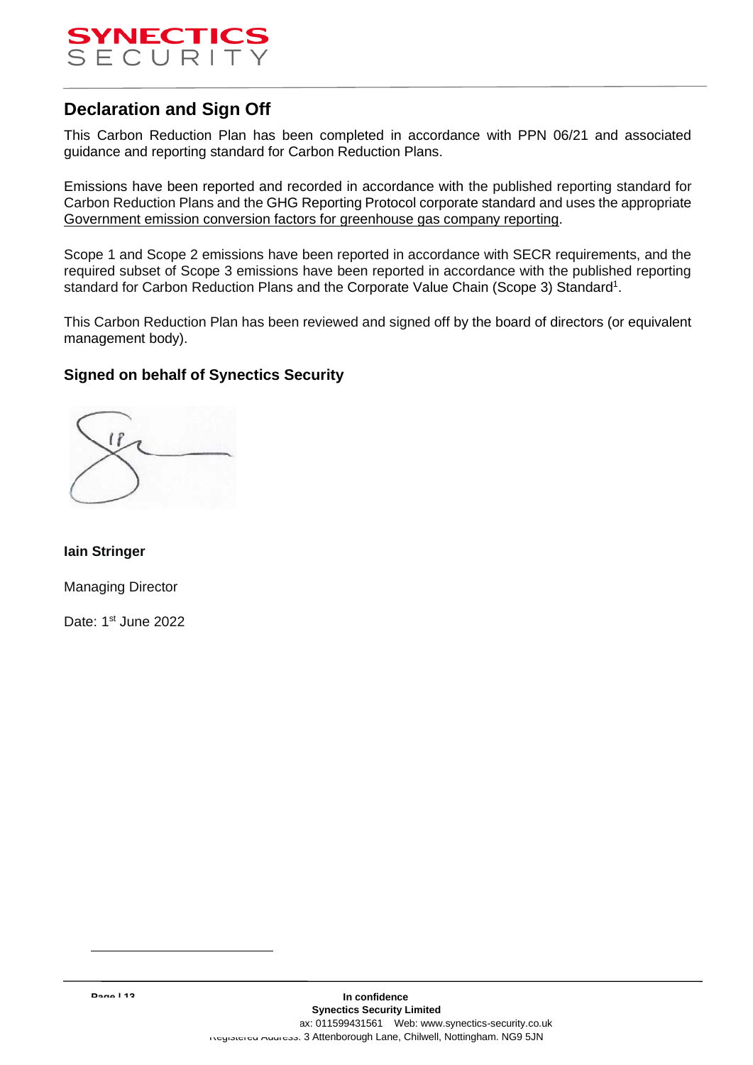## Declaration and Sign Off

This Carbon Reduction Plan has been completed in accordance with PPN 06/21 and associated guidance and reporting standard for Carbon Reduction Plans.

Emissions have been reported and recorded in accordance with the published reporting standard for Carbon Reduction Plans and the GHG Reporting Protocol corporate standard and uses the appropriate Government emission conversion factors for greenhouse gas company reporting.

Scope 1 and Scope 2 emissions have been reported in accordance with SECR requirements, and the required subset of Scope 3 emissions have been reported in accordance with the published reporting standard for Carbon Reduction Plans and the Corporate Value Chain (Scope 3) Standard[1].

This Carbon Reduction Plan has been reviewed and signed off by the board of directors (or equivalent management body).

### Signed on behalf of Synectics Security

**Iain Stringer**

Managing Director

Date: 1st June 2022